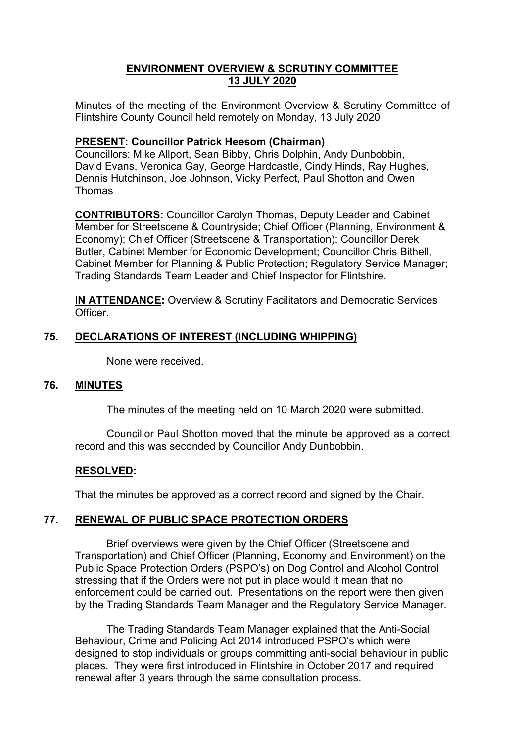# ENVIRONMENT OVERVIEW & SCRUTINY COMMITTEE
## 13 JULY 2020

Minutes of the meeting of the Environment Overview & Scrutiny Committee of Flintshire County Council held remotely on Monday, 13 July 2020

**PRESENT: Councillor Patrick Heesom (Chairman)**
Councillors: Mike Allport, Sean Bibby, Chris Dolphin, Andy Dunbobbin, David Evans, Veronica Gay, George Hardcastle, Cindy Hinds, Ray Hughes, Dennis Hutchinson, Joe Johnson, Vicky Perfect, Paul Shotton and Owen Thomas

**CONTRIBUTORS:** Councillor Carolyn Thomas, Deputy Leader and Cabinet Member for Streetscene & Countryside; Chief Officer (Planning, Environment & Economy); Chief Officer (Streetscene & Transportation); Councillor Derek Butler, Cabinet Member for Economic Development; Councillor Chris Bithell, Cabinet Member for Planning & Public Protection; Regulatory Service Manager; Trading Standards Team Leader and Chief Inspector for Flintshire.

**IN ATTENDANCE:** Overview & Scrutiny Facilitators and Democratic Services Officer.

## 75. DECLARATIONS OF INTEREST (INCLUDING WHIPPING)

None were received.

## 76. MINUTES

The minutes of the meeting held on 10 March 2020 were submitted.

Councillor Paul Shotton moved that the minute be approved as a correct record and this was seconded by Councillor Andy Dunbobbin.

**RESOLVED:**

That the minutes be approved as a correct record and signed by the Chair.

## 77. RENEWAL OF PUBLIC SPACE PROTECTION ORDERS

Brief overviews were given by the Chief Officer (Streetscene and Transportation) and Chief Officer (Planning, Economy and Environment) on the Public Space Protection Orders (PSPO's) on Dog Control and Alcohol Control stressing that if the Orders were not put in place would it mean that no enforcement could be carried out. Presentations on the report were then given by the Trading Standards Team Manager and the Regulatory Service Manager.

The Trading Standards Team Manager explained that the Anti-Social Behaviour, Crime and Policing Act 2014 introduced PSPO's which were designed to stop individuals or groups committing anti-social behaviour in public places. They were first introduced in Flintshire in October 2017 and required renewal after 3 years through the same consultation process.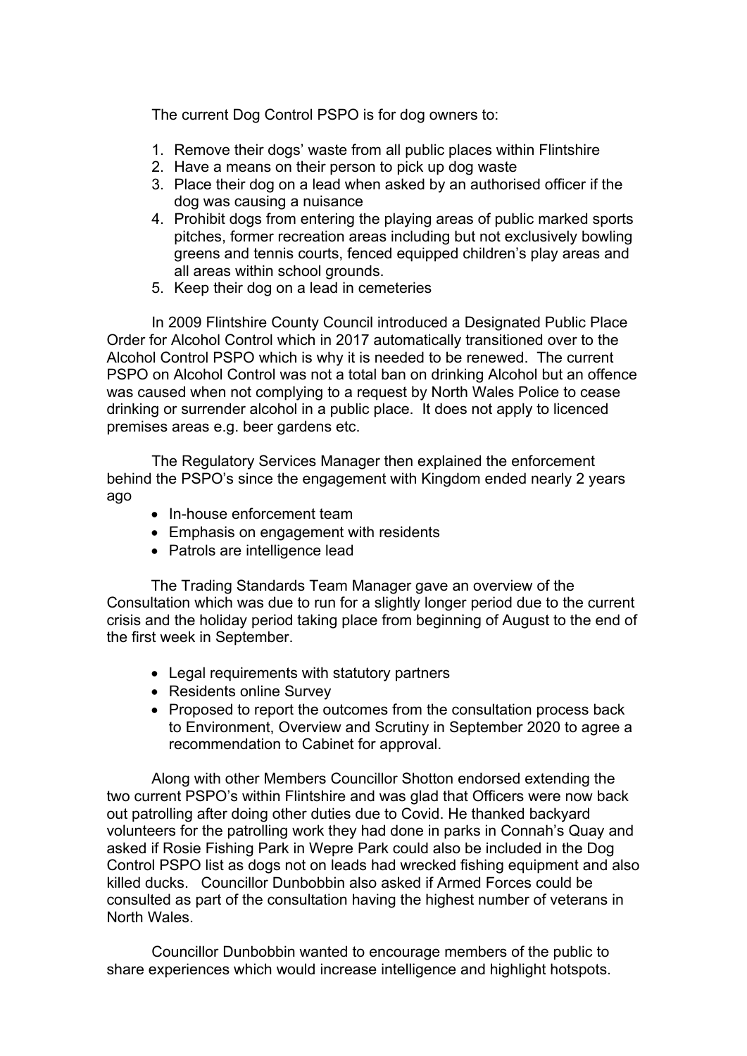The current Dog Control PSPO is for dog owners to:

1. Remove their dogs' waste from all public places within Flintshire
2. Have a means on their person to pick up dog waste
3. Place their dog on a lead when asked by an authorised officer if the dog was causing a nuisance
4. Prohibit dogs from entering the playing areas of public marked sports pitches, former recreation areas including but not exclusively bowling greens and tennis courts, fenced equipped children's play areas and all areas within school grounds.
5. Keep their dog on a lead in cemeteries

In 2009 Flintshire County Council introduced a Designated Public Place Order for Alcohol Control which in 2017 automatically transitioned over to the Alcohol Control PSPO which is why it is needed to be renewed. The current PSPO on Alcohol Control was not a total ban on drinking Alcohol but an offence was caused when not complying to a request by North Wales Police to cease drinking or surrender alcohol in a public place. It does not apply to licenced premises areas e.g. beer gardens etc.

The Regulatory Services Manager then explained the enforcement behind the PSPO's since the engagement with Kingdom ended nearly 2 years ago

- In-house enforcement team
- Emphasis on engagement with residents
- Patrols are intelligence lead

The Trading Standards Team Manager gave an overview of the Consultation which was due to run for a slightly longer period due to the current crisis and the holiday period taking place from beginning of August to the end of the first week in September.

- Legal requirements with statutory partners
- Residents online Survey
- Proposed to report the outcomes from the consultation process back to Environment, Overview and Scrutiny in September 2020 to agree a recommendation to Cabinet for approval.

Along with other Members Councillor Shotton endorsed extending the two current PSPO's within Flintshire and was glad that Officers were now back out patrolling after doing other duties due to Covid. He thanked backyard volunteers for the patrolling work they had done in parks in Connah's Quay and asked if Rosie Fishing Park in Wepre Park could also be included in the Dog Control PSPO list as dogs not on leads had wrecked fishing equipment and also killed ducks. Councillor Dunbobbin also asked if Armed Forces could be consulted as part of the consultation having the highest number of veterans in North Wales.

Councillor Dunbobbin wanted to encourage members of the public to share experiences which would increase intelligence and highlight hotspots.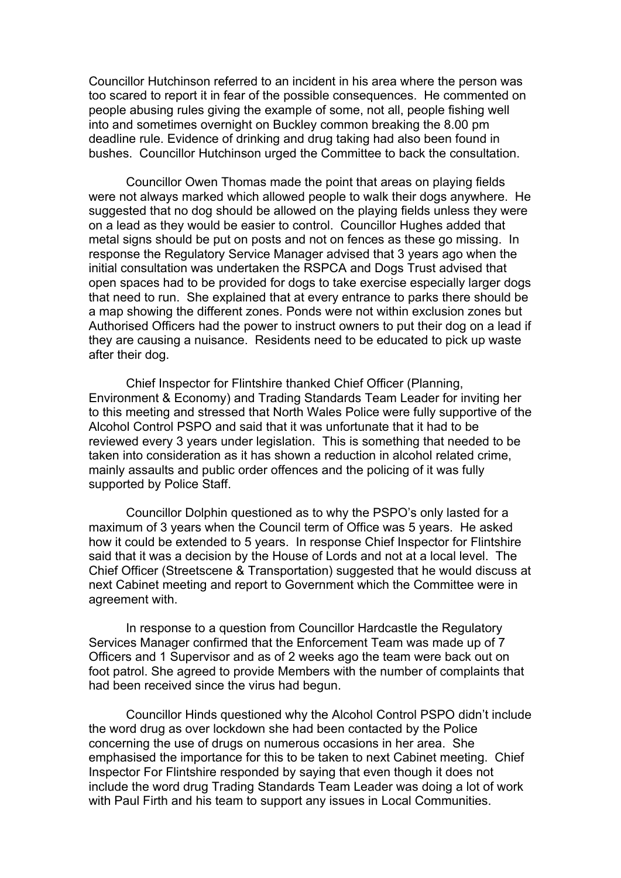Councillor Hutchinson referred to an incident in his area where the person was too scared to report it in fear of the possible consequences. He commented on people abusing rules giving the example of some, not all, people fishing well into and sometimes overnight on Buckley common breaking the 8.00 pm deadline rule. Evidence of drinking and drug taking had also been found in bushes. Councillor Hutchinson urged the Committee to back the consultation.

Councillor Owen Thomas made the point that areas on playing fields were not always marked which allowed people to walk their dogs anywhere. He suggested that no dog should be allowed on the playing fields unless they were on a lead as they would be easier to control. Councillor Hughes added that metal signs should be put on posts and not on fences as these go missing. In response the Regulatory Service Manager advised that 3 years ago when the initial consultation was undertaken the RSPCA and Dogs Trust advised that open spaces had to be provided for dogs to take exercise especially larger dogs that need to run. She explained that at every entrance to parks there should be a map showing the different zones. Ponds were not within exclusion zones but Authorised Officers had the power to instruct owners to put their dog on a lead if they are causing a nuisance. Residents need to be educated to pick up waste after their dog.

Chief Inspector for Flintshire thanked Chief Officer (Planning, Environment & Economy) and Trading Standards Team Leader for inviting her to this meeting and stressed that North Wales Police were fully supportive of the Alcohol Control PSPO and said that it was unfortunate that it had to be reviewed every 3 years under legislation. This is something that needed to be taken into consideration as it has shown a reduction in alcohol related crime, mainly assaults and public order offences and the policing of it was fully supported by Police Staff.

Councillor Dolphin questioned as to why the PSPO's only lasted for a maximum of 3 years when the Council term of Office was 5 years. He asked how it could be extended to 5 years. In response Chief Inspector for Flintshire said that it was a decision by the House of Lords and not at a local level. The Chief Officer (Streetscene & Transportation) suggested that he would discuss at next Cabinet meeting and report to Government which the Committee were in agreement with.

In response to a question from Councillor Hardcastle the Regulatory Services Manager confirmed that the Enforcement Team was made up of 7 Officers and 1 Supervisor and as of 2 weeks ago the team were back out on foot patrol. She agreed to provide Members with the number of complaints that had been received since the virus had begun.

Councillor Hinds questioned why the Alcohol Control PSPO didn't include the word drug as over lockdown she had been contacted by the Police concerning the use of drugs on numerous occasions in her area. She emphasised the importance for this to be taken to next Cabinet meeting. Chief Inspector For Flintshire responded by saying that even though it does not include the word drug Trading Standards Team Leader was doing a lot of work with Paul Firth and his team to support any issues in Local Communities.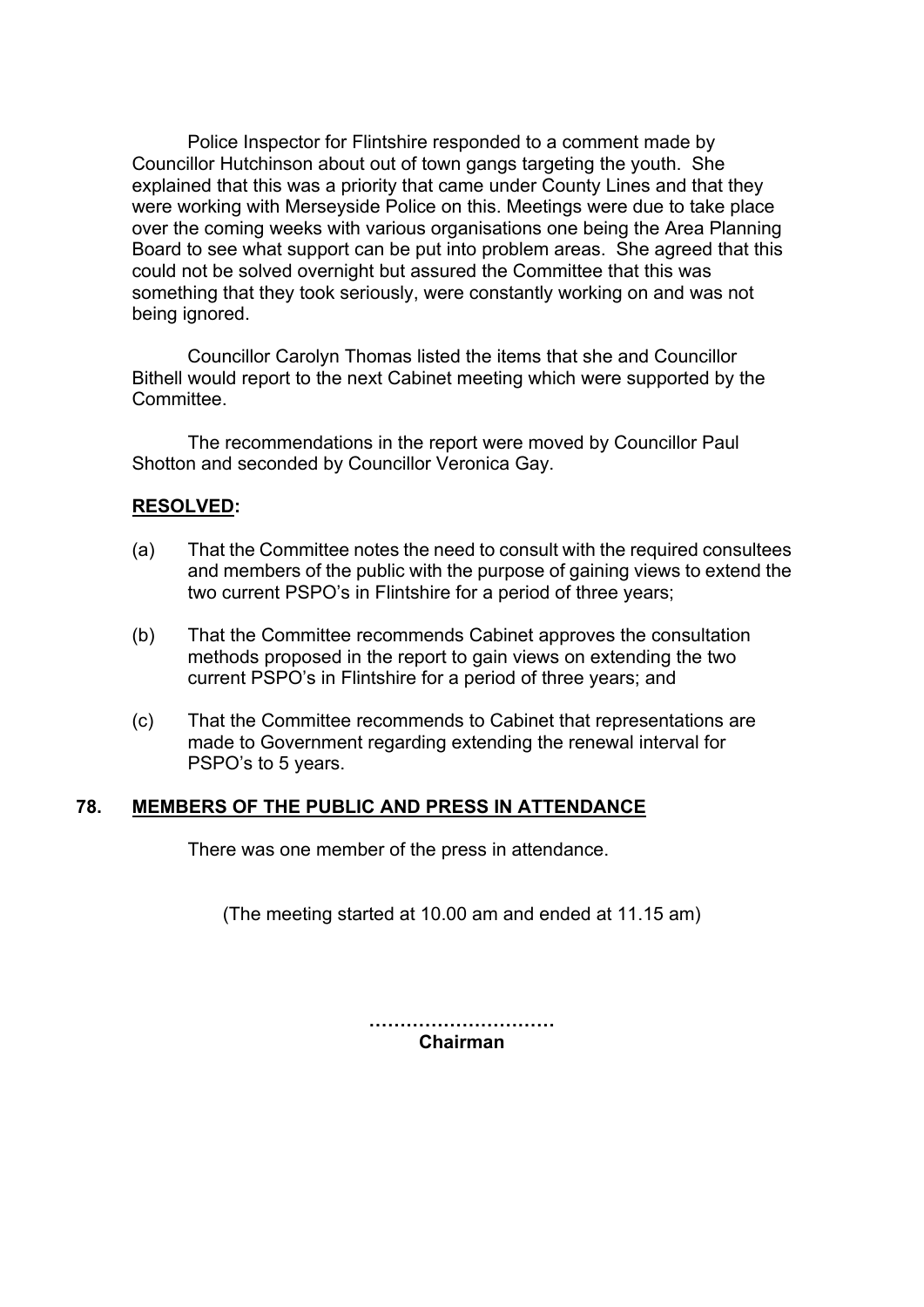Police Inspector for Flintshire responded to a comment made by Councillor Hutchinson about out of town gangs targeting the youth. She explained that this was a priority that came under County Lines and that they were working with Merseyside Police on this. Meetings were due to take place over the coming weeks with various organisations one being the Area Planning Board to see what support can be put into problem areas. She agreed that this could not be solved overnight but assured the Committee that this was something that they took seriously, were constantly working on and was not being ignored.

Councillor Carolyn Thomas listed the items that she and Councillor Bithell would report to the next Cabinet meeting which were supported by the Committee.

The recommendations in the report were moved by Councillor Paul Shotton and seconded by Councillor Veronica Gay.

**RESOLVED:**

(a) That the Committee notes the need to consult with the required consultees and members of the public with the purpose of gaining views to extend the two current PSPO's in Flintshire for a period of three years;

(b) That the Committee recommends Cabinet approves the consultation methods proposed in the report to gain views on extending the two current PSPO's in Flintshire for a period of three years; and

(c) That the Committee recommends to Cabinet that representations are made to Government regarding extending the renewal interval for PSPO's to 5 years.

## 78. MEMBERS OF THE PUBLIC AND PRESS IN ATTENDANCE

There was one member of the press in attendance.

(The meeting started at 10.00 am and ended at 11.15 am)

…………………………
**Chairman**